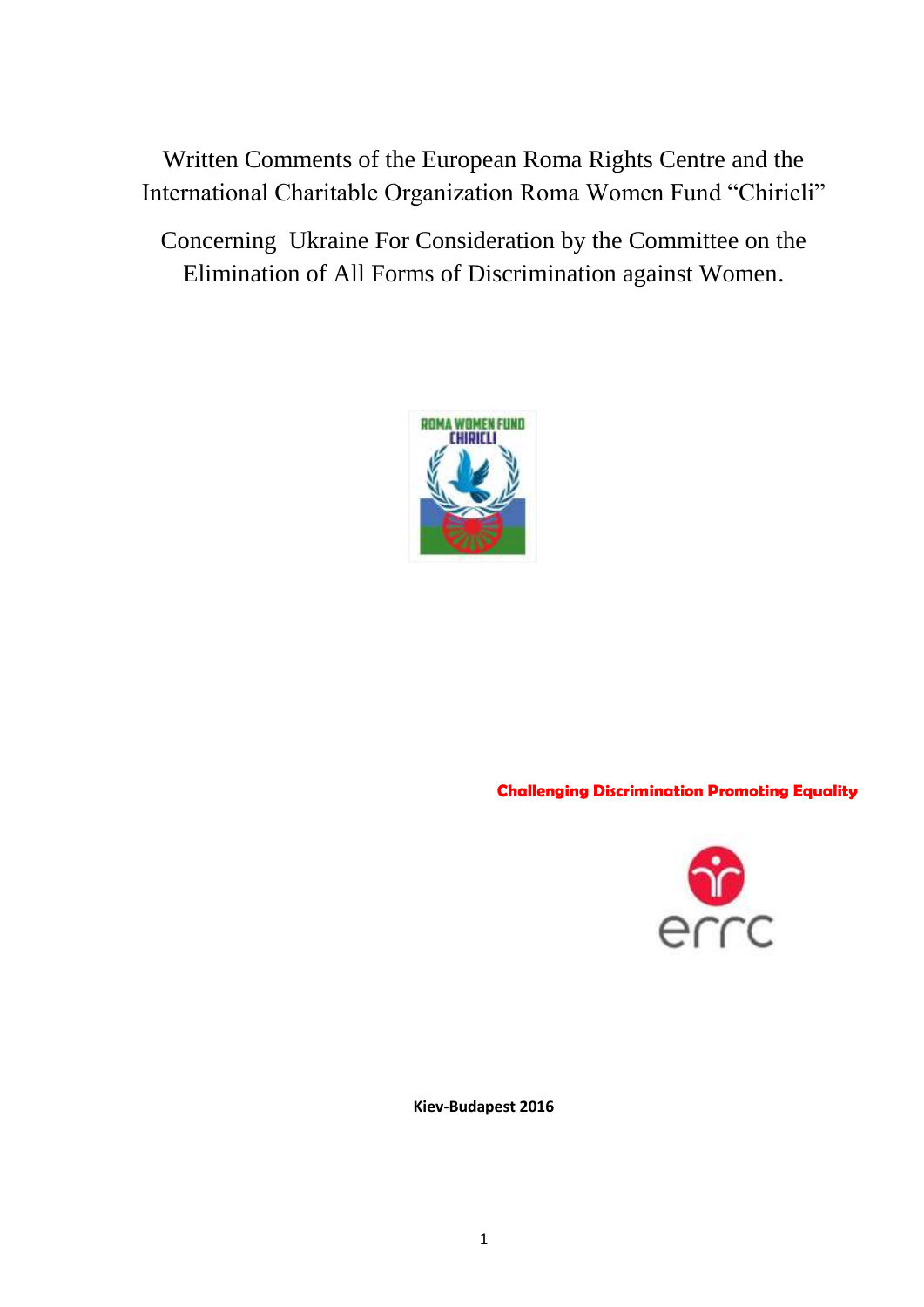# Written Comments of the European Roma Rights Centre and the International Charitable Organization Roma Women Fund "Chiricli"

# Concerning Ukraine For Consideration by the Committee on the Elimination of All Forms of Discrimination against Women.

ROMA WOMEN FUND CHIRICLI

**Challenging Discrimination Promoting Equality**

errc

**Kiev-Budapest 2016**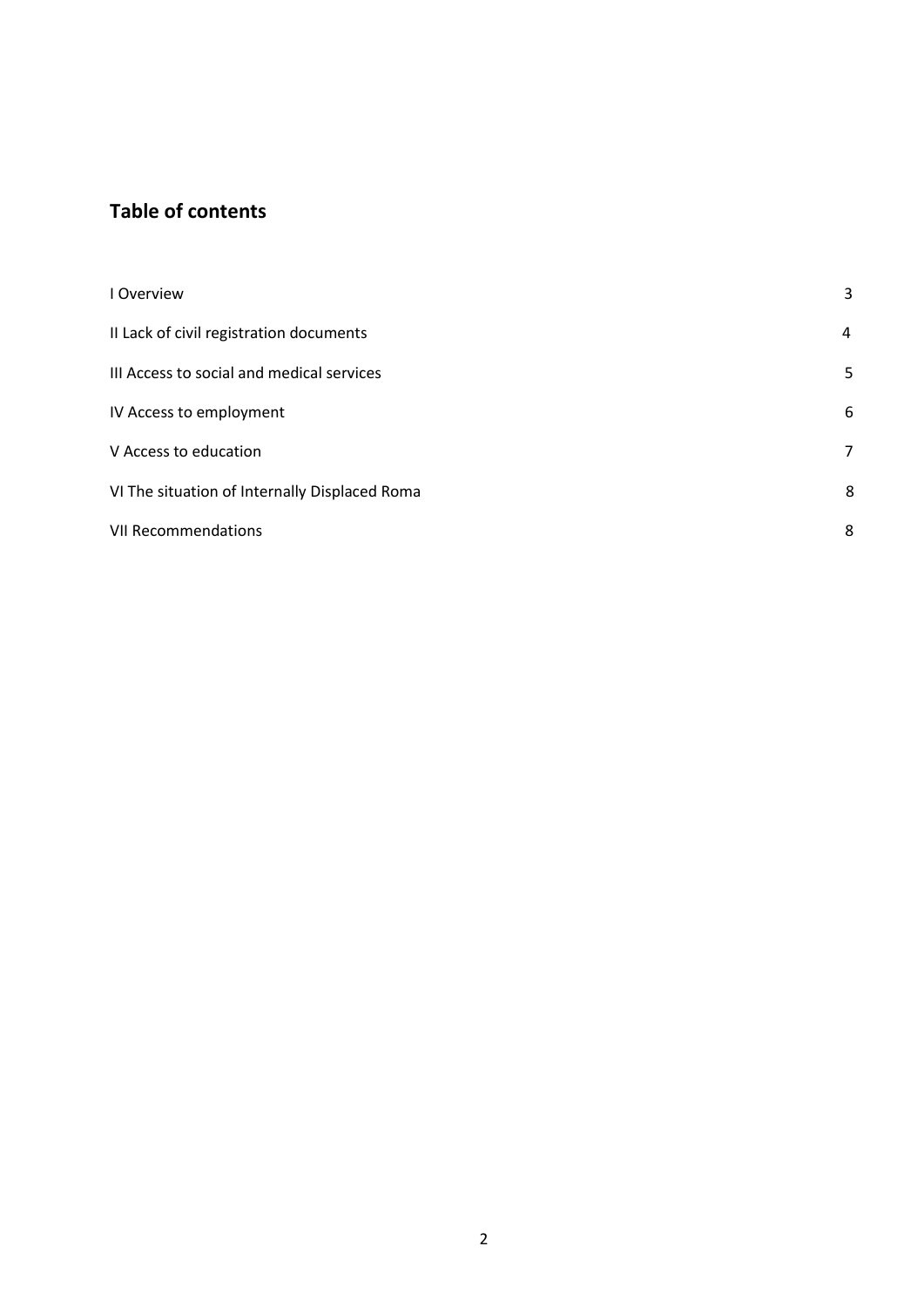## Table of contents

| | |
|---|---|
| I Overview | 3 |
| II Lack of civil registration documents | 4 |
| III Access to social and medical services | 5 |
| IV Access to employment | 6 |
| V Access to education | 7 |
| VI The situation of Internally Displaced Roma | 8 |
| VII Recommendations | 8 |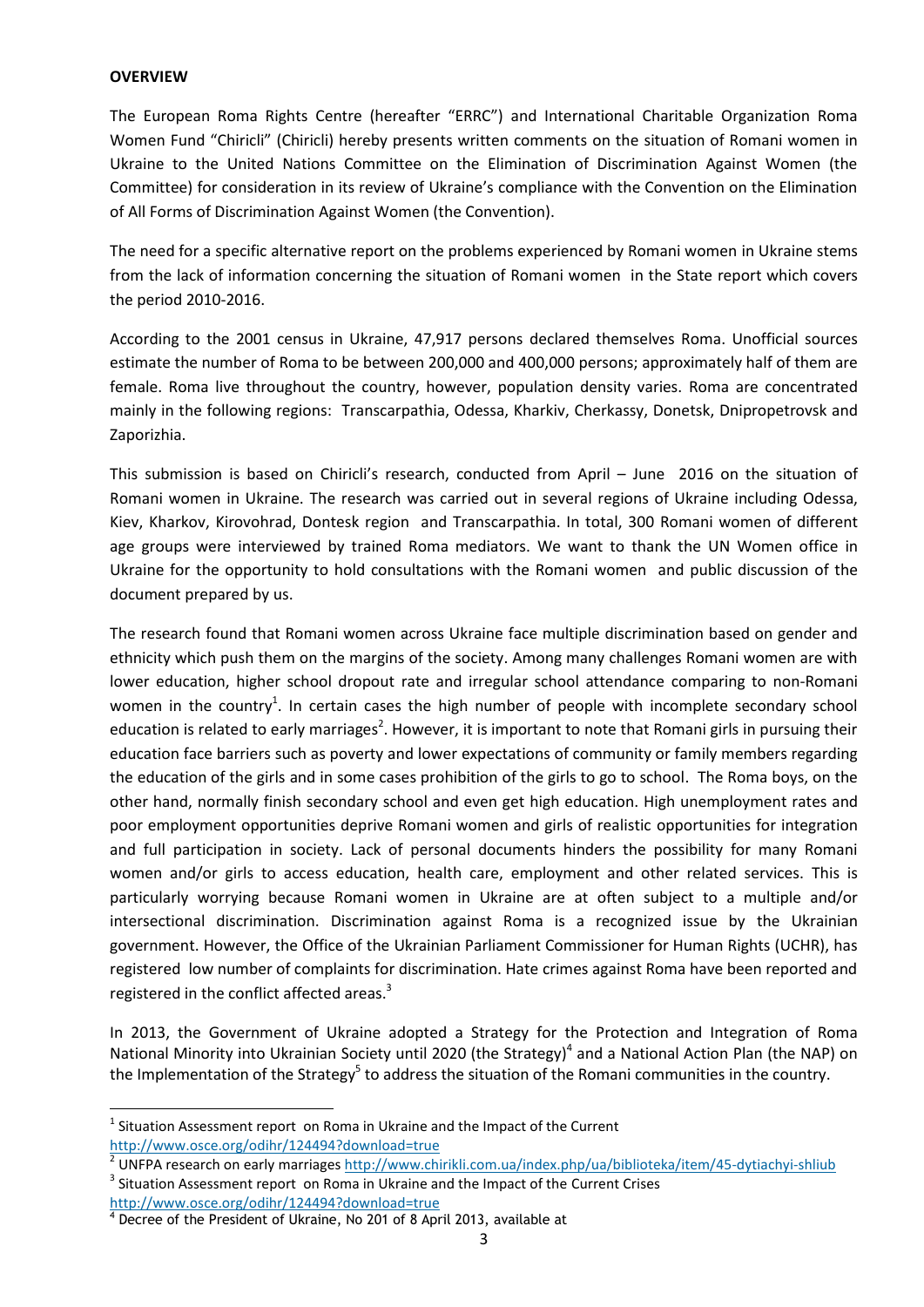**OVERVIEW**

The European Roma Rights Centre (hereafter "ERRC") and International Charitable Organization Roma Women Fund "Chiricli" (Chiricli) hereby presents written comments on the situation of Romani women in Ukraine to the United Nations Committee on the Elimination of Discrimination Against Women (the Committee) for consideration in its review of Ukraine's compliance with the Convention on the Elimination of All Forms of Discrimination Against Women (the Convention).

The need for a specific alternative report on the problems experienced by Romani women in Ukraine stems from the lack of information concerning the situation of Romani women in the State report which covers the period 2010-2016.

According to the 2001 census in Ukraine, 47,917 persons declared themselves Roma. Unofficial sources estimate the number of Roma to be between 200,000 and 400,000 persons; approximately half of them are female. Roma live throughout the country, however, population density varies. Roma are concentrated mainly in the following regions: Transcarpathia, Odessa, Kharkiv, Cherkassy, Donetsk, Dnipropetrovsk and Zaporizhia.

This submission is based on Chiricli's research, conducted from April – June 2016 on the situation of Romani women in Ukraine. The research was carried out in several regions of Ukraine including Odessa, Kiev, Kharkov, Kirovohrad, Dontesk region and Transcarpathia. In total, 300 Romani women of different age groups were interviewed by trained Roma mediators. We want to thank the UN Women office in Ukraine for the opportunity to hold consultations with the Romani women and public discussion of the document prepared by us.

The research found that Romani women across Ukraine face multiple discrimination based on gender and ethnicity which push them on the margins of the society. Among many challenges Romani women are with lower education, higher school dropout rate and irregular school attendance comparing to non-Romani women in the country[1]. In certain cases the high number of people with incomplete secondary school education is related to early marriages[2]. However, it is important to note that Romani girls in pursuing their education face barriers such as poverty and lower expectations of community or family members regarding the education of the girls and in some cases prohibition of the girls to go to school. The Roma boys, on the other hand, normally finish secondary school and even get high education. High unemployment rates and poor employment opportunities deprive Romani women and girls of realistic opportunities for integration and full participation in society. Lack of personal documents hinders the possibility for many Romani women and/or girls to access education, health care, employment and other related services. This is particularly worrying because Romani women in Ukraine are at often subject to a multiple and/or intersectional discrimination. Discrimination against Roma is a recognized issue by the Ukrainian government. However, the Office of the Ukrainian Parliament Commissioner for Human Rights (UCHR), has registered low number of complaints for discrimination. Hate crimes against Roma have been reported and registered in the conflict affected areas.[3]

In 2013, the Government of Ukraine adopted a Strategy for the Protection and Integration of Roma National Minority into Ukrainian Society until 2020 (the Strategy)[4] and a National Action Plan (the NAP) on the Implementation of the Strategy[5] to address the situation of the Romani communities in the country.

---

[1] Situation Assessment report on Roma in Ukraine and the Impact of the Current http://www.osce.org/odihr/124494?download=true

[2] UNFPA research on early marriages http://www.chirikli.com.ua/index.php/ua/biblioteka/item/45-dytiachyi-shliub

[3] Situation Assessment report on Roma in Ukraine and the Impact of the Current Crises http://www.osce.org/odihr/124494?download=true

[4] Decree of the President of Ukraine, No 201 of 8 April 2013, available at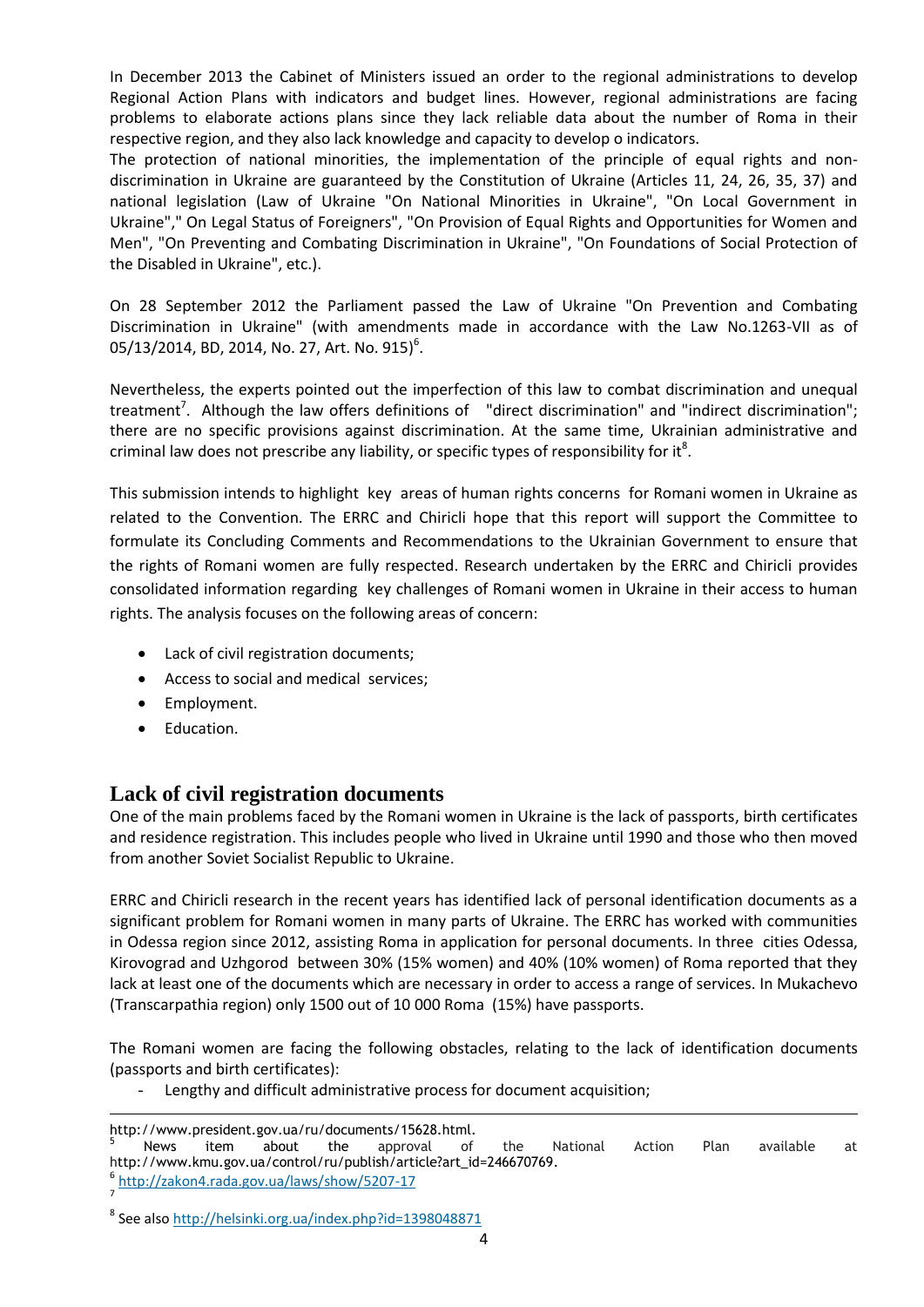In December 2013 the Cabinet of Ministers issued an order to the regional administrations to develop Regional Action Plans with indicators and budget lines. However, regional administrations are facing problems to elaborate actions plans since they lack reliable data about the number of Roma in their respective region, and they also lack knowledge and capacity to develop o indicators.

The protection of national minorities, the implementation of the principle of equal rights and non-discrimination in Ukraine are guaranteed by the Constitution of Ukraine (Articles 11, 24, 26, 35, 37) and national legislation (Law of Ukraine "On National Minorities in Ukraine", "On Local Government in Ukraine"," On Legal Status of Foreigners", "On Provision of Equal Rights and Opportunities for Women and Men", "On Preventing and Combating Discrimination in Ukraine", "On Foundations of Social Protection of the Disabled in Ukraine", etc.).

On 28 September 2012 the Parliament passed the Law of Ukraine "On Prevention and Combating Discrimination in Ukraine" (with amendments made in accordance with the Law No.1263-VII as of 05/13/2014, BD, 2014, No. 27, Art. No. 915)[6].

Nevertheless, the experts pointed out the imperfection of this law to combat discrimination and unequal treatment[7]. Although the law offers definitions of "direct discrimination" and "indirect discrimination"; there are no specific provisions against discrimination. At the same time, Ukrainian administrative and criminal law does not prescribe any liability, or specific types of responsibility for it[8].

This submission intends to highlight key areas of human rights concerns for Romani women in Ukraine as related to the Convention. The ERRC and Chiricli hope that this report will support the Committee to formulate its Concluding Comments and Recommendations to the Ukrainian Government to ensure that the rights of Romani women are fully respected. Research undertaken by the ERRC and Chiricli provides consolidated information regarding key challenges of Romani women in Ukraine in their access to human rights. The analysis focuses on the following areas of concern:

- Lack of civil registration documents;
- Access to social and medical services;
- Employment.
- Education.

## Lack of civil registration documents

One of the main problems faced by the Romani women in Ukraine is the lack of passports, birth certificates and residence registration. This includes people who lived in Ukraine until 1990 and those who then moved from another Soviet Socialist Republic to Ukraine.

ERRC and Chiricli research in the recent years has identified lack of personal identification documents as a significant problem for Romani women in many parts of Ukraine. The ERRC has worked with communities in Odessa region since 2012, assisting Roma in application for personal documents. In three cities Odessa, Kirovograd and Uzhgorod between 30% (15% women) and 40% (10% women) of Roma reported that they lack at least one of the documents which are necessary in order to access a range of services. In Mukachevo (Transcarpathia region) only 1500 out of 10 000 Roma (15%) have passports.

The Romani women are facing the following obstacles, relating to the lack of identification documents (passports and birth certificates):

- Lengthy and difficult administrative process for document acquisition;

---

http://www.president.gov.ua/ru/documents/15628.html.

[5] News item about the approval of the National Action Plan available at http://www.kmu.gov.ua/control/ru/publish/article?art_id=246670769.

[6] http://zakon4.rada.gov.ua/laws/show/5207-17

[7]

[8] See also http://helsinki.org.ua/index.php?id=1398048871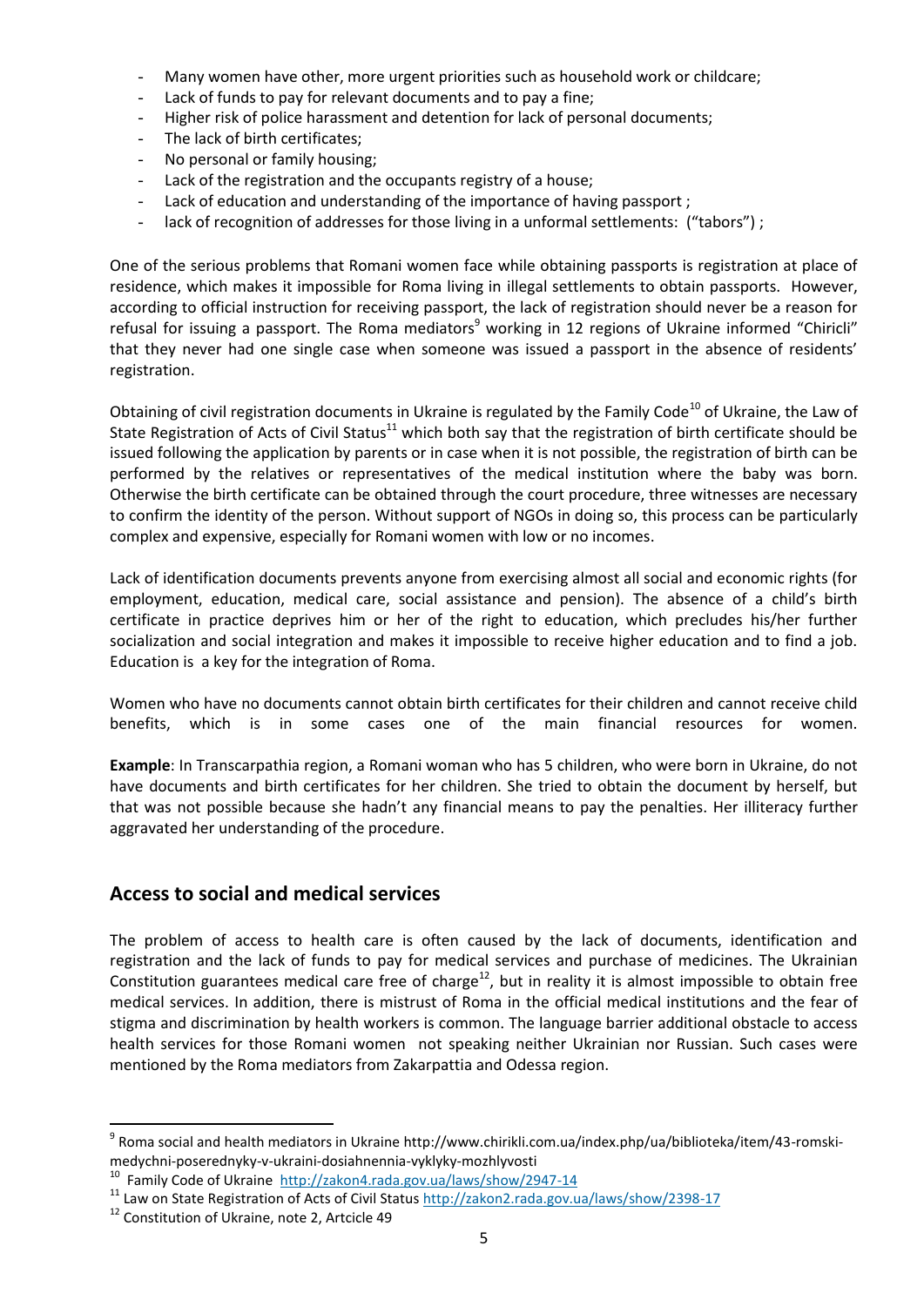- Many women have other, more urgent priorities such as household work or childcare;
- Lack of funds to pay for relevant documents and to pay a fine;
- Higher risk of police harassment and detention for lack of personal documents;
- The lack of birth certificates;
- No personal or family housing;
- Lack of the registration and the occupants registry of a house;
- Lack of education and understanding of the importance of having passport ;
- lack of recognition of addresses for those living in a unformal settlements: ("tabors") ;

One of the serious problems that Romani women face while obtaining passports is registration at place of residence, which makes it impossible for Roma living in illegal settlements to obtain passports. However, according to official instruction for receiving passport, the lack of registration should never be a reason for refusal for issuing a passport. The Roma mediators[9] working in 12 regions of Ukraine informed "Chiricli" that they never had one single case when someone was issued a passport in the absence of residents' registration.

Obtaining of civil registration documents in Ukraine is regulated by the Family Code[10] of Ukraine, the Law of State Registration of Acts of Civil Status[11] which both say that the registration of birth certificate should be issued following the application by parents or in case when it is not possible, the registration of birth can be performed by the relatives or representatives of the medical institution where the baby was born. Otherwise the birth certificate can be obtained through the court procedure, three witnesses are necessary to confirm the identity of the person. Without support of NGOs in doing so, this process can be particularly complex and expensive, especially for Romani women with low or no incomes.

Lack of identification documents prevents anyone from exercising almost all social and economic rights (for employment, education, medical care, social assistance and pension). The absence of a child's birth certificate in practice deprives him or her of the right to education, which precludes his/her further socialization and social integration and makes it impossible to receive higher education and to find a job. Education is a key for the integration of Roma.

Women who have no documents cannot obtain birth certificates for their children and cannot receive child benefits, which is in some cases one of the main financial resources for women.

**Example**: In Transcarpathia region, a Romani woman who has 5 children, who were born in Ukraine, do not have documents and birth certificates for her children. She tried to obtain the document by herself, but that was not possible because she hadn't any financial means to pay the penalties. Her illiteracy further aggravated her understanding of the procedure.

## Access to social and medical services

The problem of access to health care is often caused by the lack of documents, identification and registration and the lack of funds to pay for medical services and purchase of medicines. The Ukrainian Constitution guarantees medical care free of charge[12], but in reality it is almost impossible to obtain free medical services. In addition, there is mistrust of Roma in the official medical institutions and the fear of stigma and discrimination by health workers is common. The language barrier additional obstacle to access health services for those Romani women not speaking neither Ukrainian nor Russian. Such cases were mentioned by the Roma mediators from Zakarpattia and Odessa region.

---

[9] Roma social and health mediators in Ukraine http://www.chirikli.com.ua/index.php/ua/biblioteka/item/43-romski-medychni-poserednyky-v-ukraini-dosiahnennia-vyklyky-mozhlyvosti

[10] Family Code of Ukraine http://zakon4.rada.gov.ua/laws/show/2947-14

[11] Law on State Registration of Acts of Civil Status http://zakon2.rada.gov.ua/laws/show/2398-17

[12] Constitution of Ukraine, note 2, Artcicle 49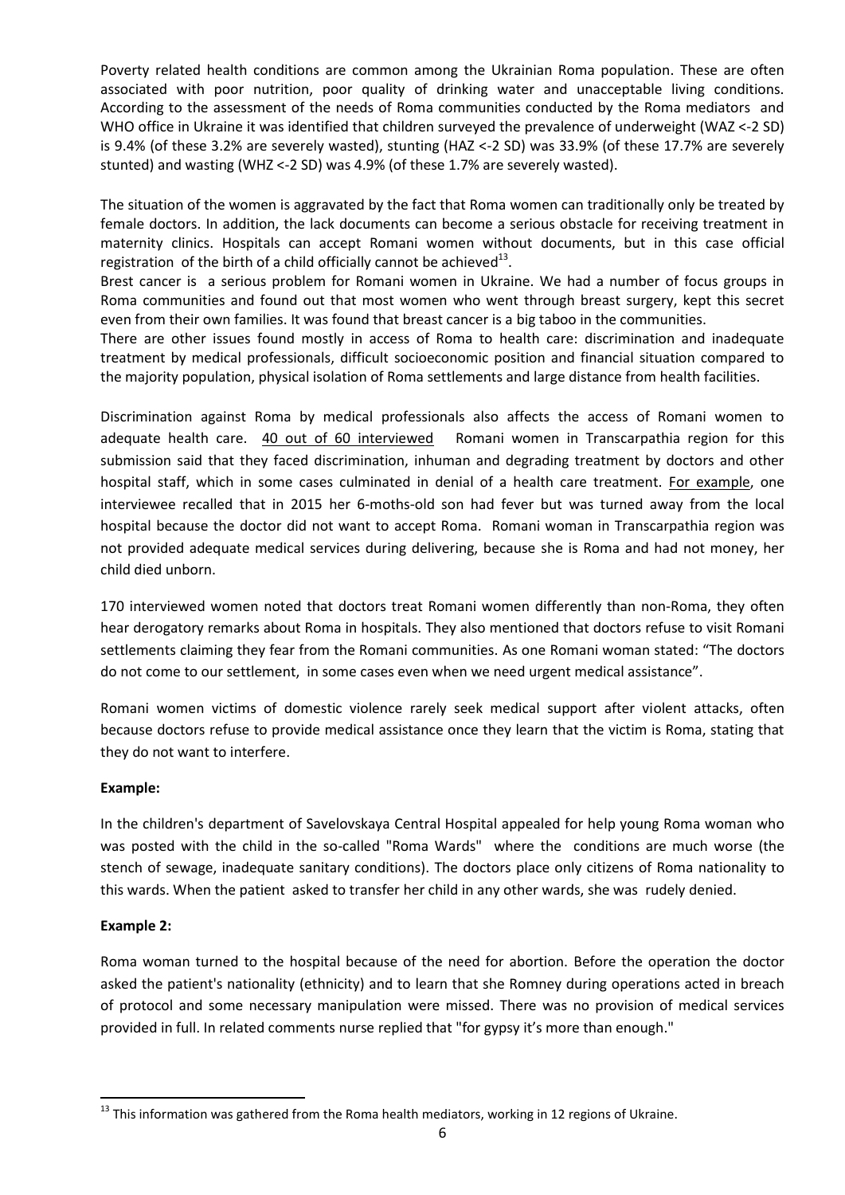Poverty related health conditions are common among the Ukrainian Roma population. These are often associated with poor nutrition, poor quality of drinking water and unacceptable living conditions. According to the assessment of the needs of Roma communities conducted by the Roma mediators and WHO office in Ukraine it was identified that children surveyed the prevalence of underweight (WAZ <-2 SD) is 9.4% (of these 3.2% are severely wasted), stunting (HAZ <-2 SD) was 33.9% (of these 17.7% are severely stunted) and wasting (WHZ <-2 SD) was 4.9% (of these 1.7% are severely wasted).

The situation of the women is aggravated by the fact that Roma women can traditionally only be treated by female doctors. In addition, the lack documents can become a serious obstacle for receiving treatment in maternity clinics. Hospitals can accept Romani women without documents, but in this case official registration of the birth of a child officially cannot be achieved[13].

Brest cancer is a serious problem for Romani women in Ukraine. We had a number of focus groups in Roma communities and found out that most women who went through breast surgery, kept this secret even from their own families. It was found that breast cancer is a big taboo in the communities.

There are other issues found mostly in access of Roma to health care: discrimination and inadequate treatment by medical professionals, difficult socioeconomic position and financial situation compared to the majority population, physical isolation of Roma settlements and large distance from health facilities.

Discrimination against Roma by medical professionals also affects the access of Romani women to adequate health care. 40 out of 60 interviewed Romani women in Transcarpathia region for this submission said that they faced discrimination, inhuman and degrading treatment by doctors and other hospital staff, which in some cases culminated in denial of a health care treatment. For example, one interviewee recalled that in 2015 her 6-moths-old son had fever but was turned away from the local hospital because the doctor did not want to accept Roma. Romani woman in Transcarpathia region was not provided adequate medical services during delivering, because she is Roma and had not money, her child died unborn.

170 interviewed women noted that doctors treat Romani women differently than non-Roma, they often hear derogatory remarks about Roma in hospitals. They also mentioned that doctors refuse to visit Romani settlements claiming they fear from the Romani communities. As one Romani woman stated: "The doctors do not come to our settlement, in some cases even when we need urgent medical assistance".

Romani women victims of domestic violence rarely seek medical support after violent attacks, often because doctors refuse to provide medical assistance once they learn that the victim is Roma, stating that they do not want to interfere.

**Example:**

In the children's department of Savelovskaya Central Hospital appealed for help young Roma woman who was posted with the child in the so-called "Roma Wards" where the conditions are much worse (the stench of sewage, inadequate sanitary conditions). The doctors place only citizens of Roma nationality to this wards. When the patient asked to transfer her child in any other wards, she was rudely denied.

**Example 2:**

Roma woman turned to the hospital because of the need for abortion. Before the operation the doctor asked the patient's nationality (ethnicity) and to learn that she Romney during operations acted in breach of protocol and some necessary manipulation were missed. There was no provision of medical services provided in full. In related comments nurse replied that "for gypsy it's more than enough."

---

[13] This information was gathered from the Roma health mediators, working in 12 regions of Ukraine.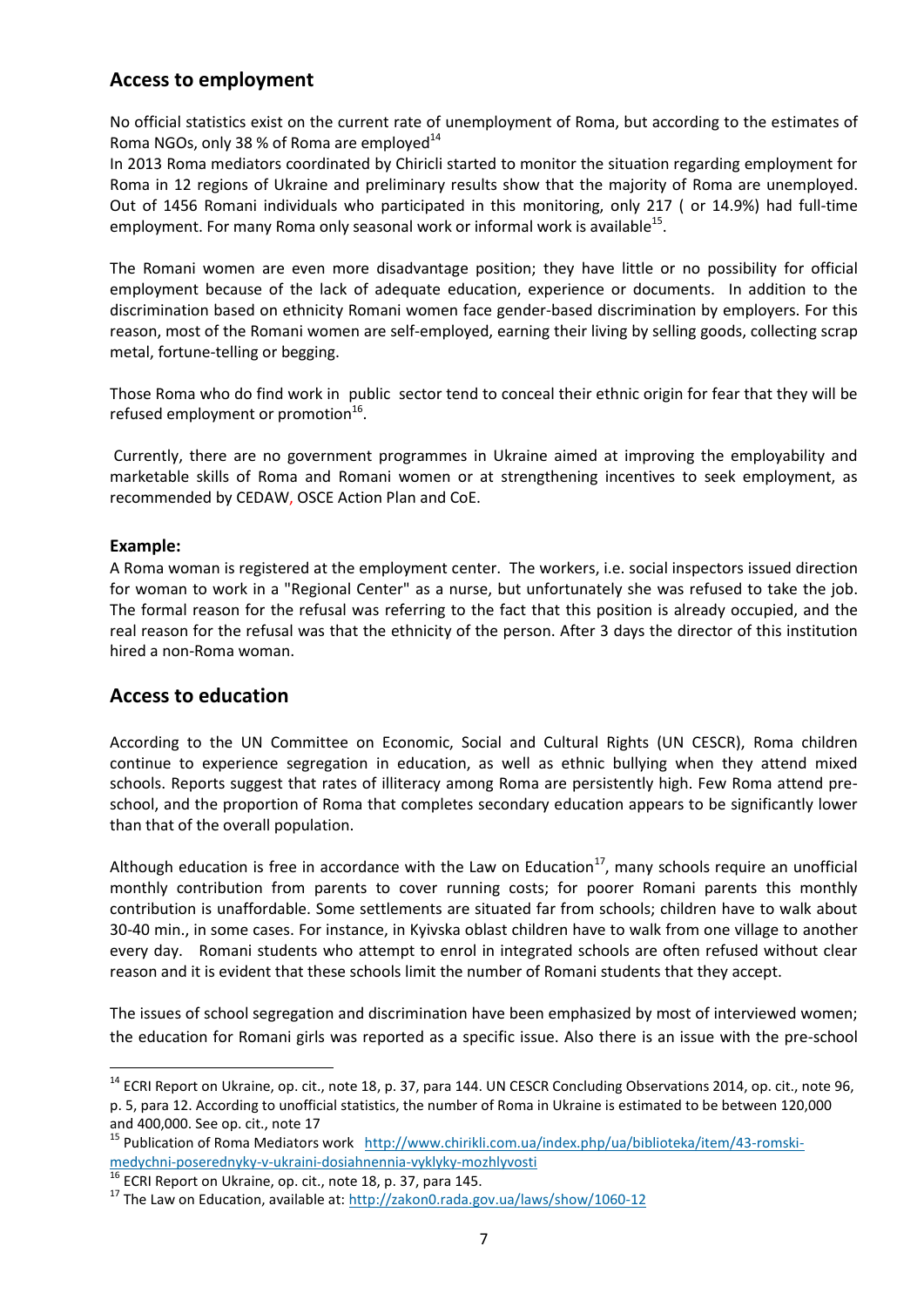## Access to employment

No official statistics exist on the current rate of unemployment of Roma, but according to the estimates of Roma NGOs, only 38 % of Roma are employed[14]

In 2013 Roma mediators coordinated by Chiricli started to monitor the situation regarding employment for Roma in 12 regions of Ukraine and preliminary results show that the majority of Roma are unemployed. Out of 1456 Romani individuals who participated in this monitoring, only 217 ( or 14.9%) had full-time employment. For many Roma only seasonal work or informal work is available[15].

The Romani women are even more disadvantage position; they have little or no possibility for official employment because of the lack of adequate education, experience or documents. In addition to the discrimination based on ethnicity Romani women face gender-based discrimination by employers. For this reason, most of the Romani women are self-employed, earning their living by selling goods, collecting scrap metal, fortune-telling or begging.

Those Roma who do find work in public sector tend to conceal their ethnic origin for fear that they will be refused employment or promotion[16].

Currently, there are no government programmes in Ukraine aimed at improving the employability and marketable skills of Roma and Romani women or at strengthening incentives to seek employment, as recommended by CEDAW, OSCE Action Plan and CoE.

**Example:**

A Roma woman is registered at the employment center. The workers, i.e. social inspectors issued direction for woman to work in a "Regional Center" as a nurse, but unfortunately she was refused to take the job. The formal reason for the refusal was referring to the fact that this position is already occupied, and the real reason for the refusal was that the ethnicity of the person. After 3 days the director of this institution hired a non-Roma woman.

## Access to education

According to the UN Committee on Economic, Social and Cultural Rights (UN CESCR), Roma children continue to experience segregation in education, as well as ethnic bullying when they attend mixed schools. Reports suggest that rates of illiteracy among Roma are persistently high. Few Roma attend pre-school, and the proportion of Roma that completes secondary education appears to be significantly lower than that of the overall population.

Although education is free in accordance with the Law on Education[17], many schools require an unofficial monthly contribution from parents to cover running costs; for poorer Romani parents this monthly contribution is unaffordable. Some settlements are situated far from schools; children have to walk about 30-40 min., in some cases. For instance, in Kyivska oblast children have to walk from one village to another every day. Romani students who attempt to enrol in integrated schools are often refused without clear reason and it is evident that these schools limit the number of Romani students that they accept.

The issues of school segregation and discrimination have been emphasized by most of interviewed women; the education for Romani girls was reported as a specific issue. Also there is an issue with the pre-school

---

[14] ECRI Report on Ukraine, op. cit., note 18, p. 37, para 144. UN CESCR Concluding Observations 2014, op. cit., note 96, p. 5, para 12. According to unofficial statistics, the number of Roma in Ukraine is estimated to be between 120,000 and 400,000. See op. cit., note 17

[15] Publication of Roma Mediators work http://www.chirikli.com.ua/index.php/ua/biblioteka/item/43-romski-medychni-poserednyky-v-ukraini-dosiahnennia-vyklyky-mozhlyvosti

[16] ECRI Report on Ukraine, op. cit., note 18, p. 37, para 145.

[17] The Law on Education, available at: http://zakon0.rada.gov.ua/laws/show/1060-12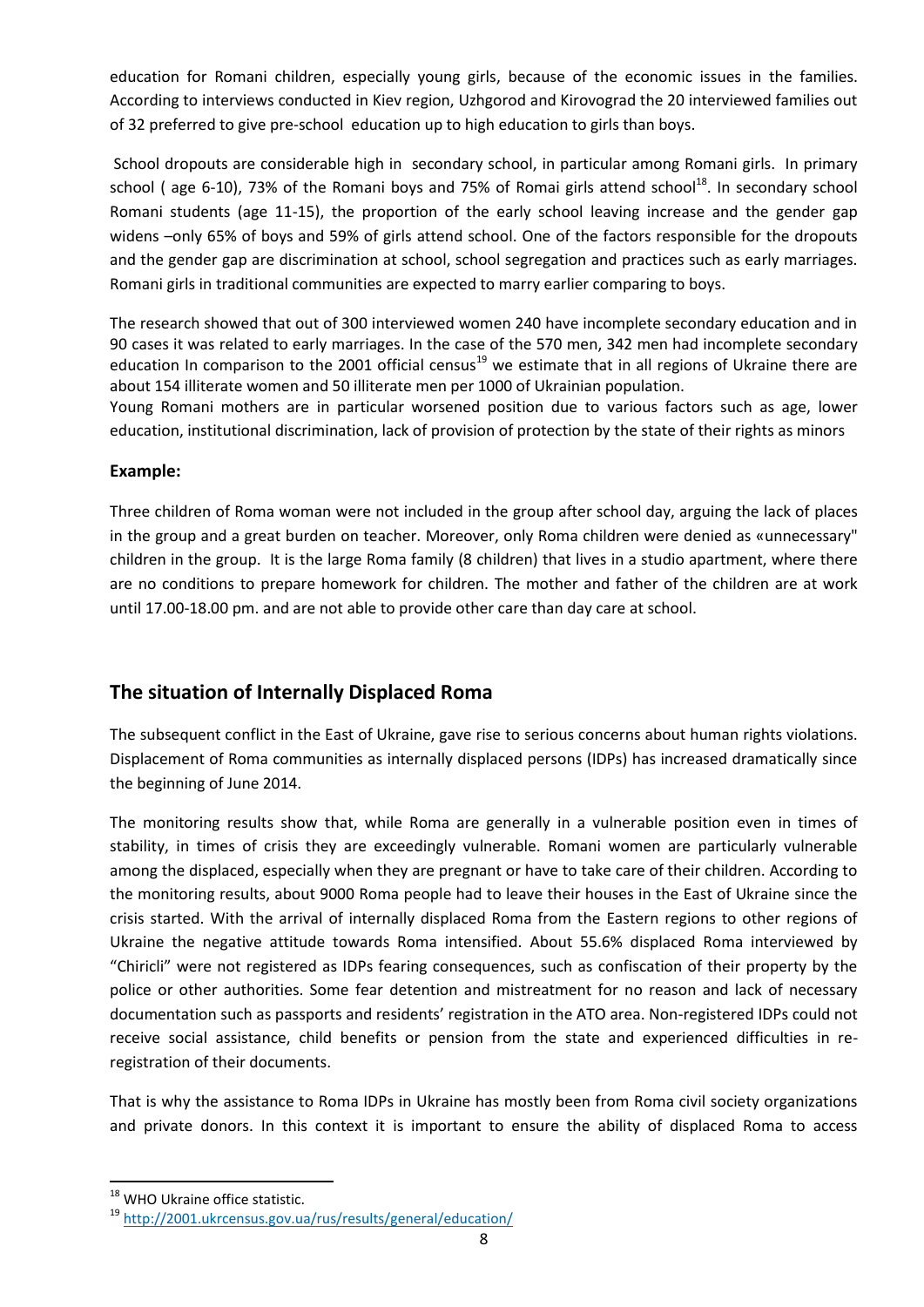education for Romani children, especially young girls, because of the economic issues in the families. According to interviews conducted in Kiev region, Uzhgorod and Kirovograd the 20 interviewed families out of 32 preferred to give pre-school education up to high education to girls than boys.

School dropouts are considerable high in secondary school, in particular among Romani girls. In primary school ( age 6-10), 73% of the Romani boys and 75% of Romai girls attend school[18]. In secondary school Romani students (age 11-15), the proportion of the early school leaving increase and the gender gap widens –only 65% of boys and 59% of girls attend school. One of the factors responsible for the dropouts and the gender gap are discrimination at school, school segregation and practices such as early marriages. Romani girls in traditional communities are expected to marry earlier comparing to boys.

The research showed that out of 300 interviewed women 240 have incomplete secondary education and in 90 cases it was related to early marriages. In the case of the 570 men, 342 men had incomplete secondary education In comparison to the 2001 official census[19] we estimate that in all regions of Ukraine there are about 154 illiterate women and 50 illiterate men per 1000 of Ukrainian population.

Young Romani mothers are in particular worsened position due to various factors such as age, lower education, institutional discrimination, lack of provision of protection by the state of their rights as minors

**Example:**

Three children of Roma woman were not included in the group after school day, arguing the lack of places in the group and a great burden on teacher. Moreover, only Roma children were denied as «unnecessary" children in the group. It is the large Roma family (8 children) that lives in a studio apartment, where there are no conditions to prepare homework for children. The mother and father of the children are at work until 17.00-18.00 pm. and are not able to provide other care than day care at school.

## The situation of Internally Displaced Roma

The subsequent conflict in the East of Ukraine, gave rise to serious concerns about human rights violations. Displacement of Roma communities as internally displaced persons (IDPs) has increased dramatically since the beginning of June 2014.

The monitoring results show that, while Roma are generally in a vulnerable position even in times of stability, in times of crisis they are exceedingly vulnerable. Romani women are particularly vulnerable among the displaced, especially when they are pregnant or have to take care of their children. According to the monitoring results, about 9000 Roma people had to leave their houses in the East of Ukraine since the crisis started. With the arrival of internally displaced Roma from the Eastern regions to other regions of Ukraine the negative attitude towards Roma intensified. About 55.6% displaced Roma interviewed by "Chiricli" were not registered as IDPs fearing consequences, such as confiscation of their property by the police or other authorities. Some fear detention and mistreatment for no reason and lack of necessary documentation such as passports and residents' registration in the ATO area. Non-registered IDPs could not receive social assistance, child benefits or pension from the state and experienced difficulties in re-registration of their documents.

That is why the assistance to Roma IDPs in Ukraine has mostly been from Roma civil society organizations and private donors. In this context it is important to ensure the ability of displaced Roma to access

[18] WHO Ukraine office statistic.

[19] http://2001.ukrcensus.gov.ua/rus/results/general/education/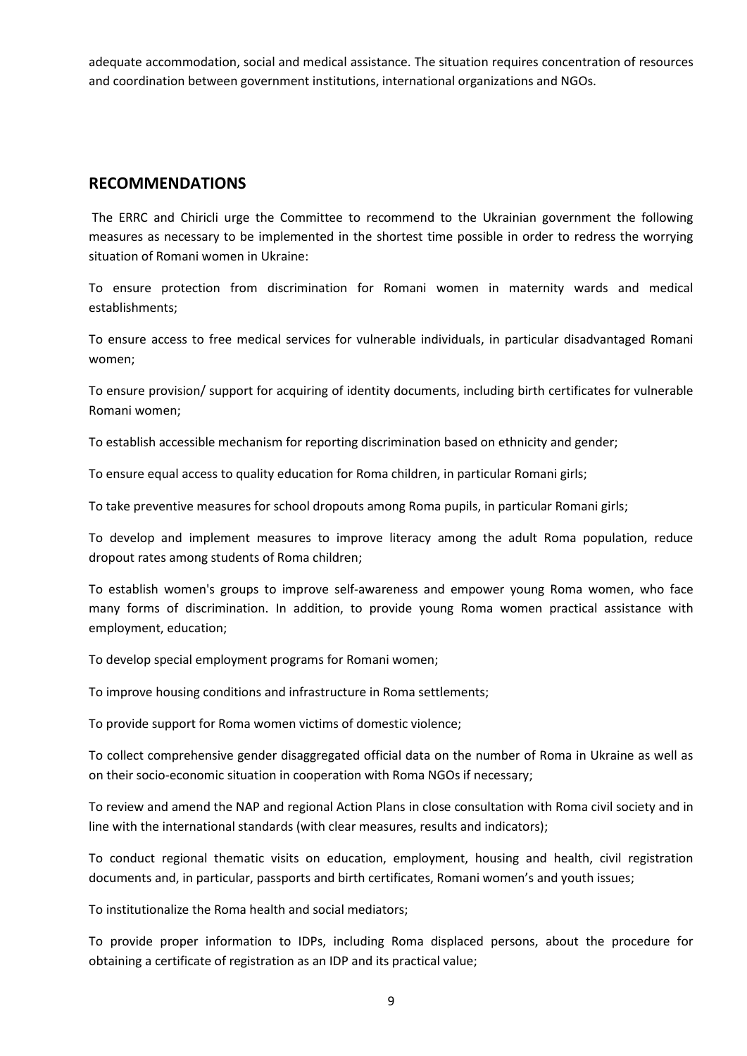adequate accommodation, social and medical assistance. The situation requires concentration of resources and coordination between government institutions, international organizations and NGOs.

## RECOMMENDATIONS

The ERRC and Chiricli urge the Committee to recommend to the Ukrainian government the following measures as necessary to be implemented in the shortest time possible in order to redress the worrying situation of Romani women in Ukraine:

To ensure protection from discrimination for Romani women in maternity wards and medical establishments;

To ensure access to free medical services for vulnerable individuals, in particular disadvantaged Romani women;

To ensure provision/ support for acquiring of identity documents, including birth certificates for vulnerable Romani women;

To establish accessible mechanism for reporting discrimination based on ethnicity and gender;

To ensure equal access to quality education for Roma children, in particular Romani girls;

To take preventive measures for school dropouts among Roma pupils, in particular Romani girls;

To develop and implement measures to improve literacy among the adult Roma population, reduce dropout rates among students of Roma children;

To establish women's groups to improve self-awareness and empower young Roma women, who face many forms of discrimination. In addition, to provide young Roma women practical assistance with employment, education;

To develop special employment programs for Romani women;

To improve housing conditions and infrastructure in Roma settlements;

To provide support for Roma women victims of domestic violence;

To collect comprehensive gender disaggregated official data on the number of Roma in Ukraine as well as on their socio-economic situation in cooperation with Roma NGOs if necessary;

To review and amend the NAP and regional Action Plans in close consultation with Roma civil society and in line with the international standards (with clear measures, results and indicators);

To conduct regional thematic visits on education, employment, housing and health, civil registration documents and, in particular, passports and birth certificates, Romani women's and youth issues;

To institutionalize the Roma health and social mediators;

To provide proper information to IDPs, including Roma displaced persons, about the procedure for obtaining a certificate of registration as an IDP and its practical value;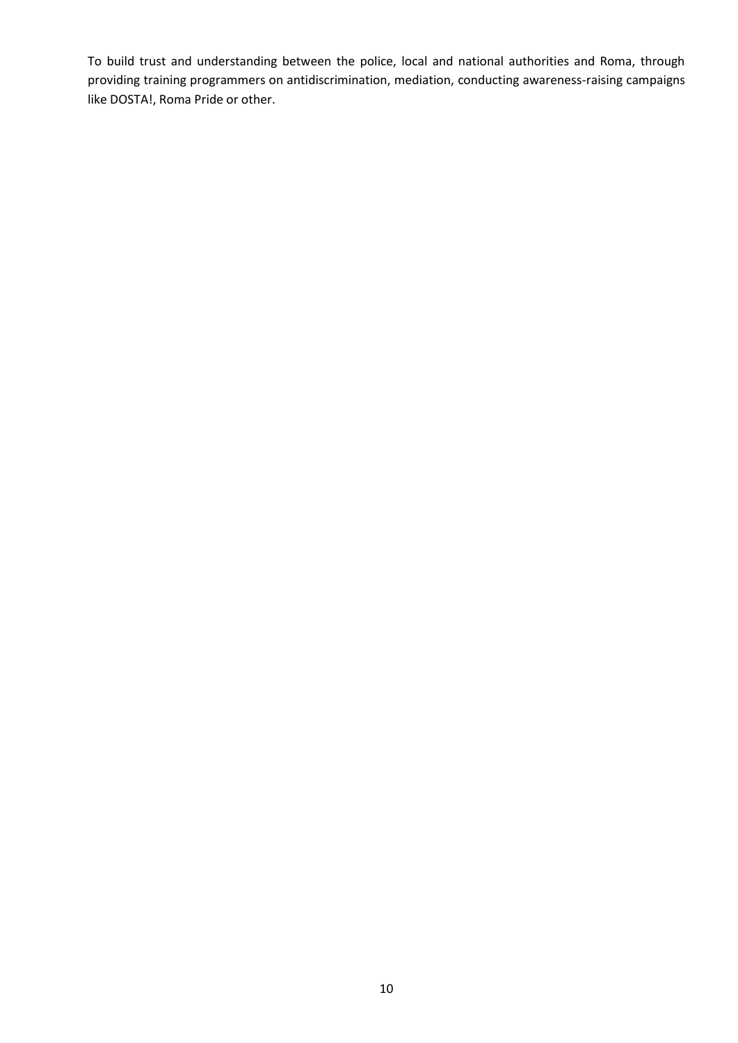To build trust and understanding between the police, local and national authorities and Roma, through providing training programmers on antidiscrimination, mediation, conducting awareness-raising campaigns like DOSTA!, Roma Pride or other.